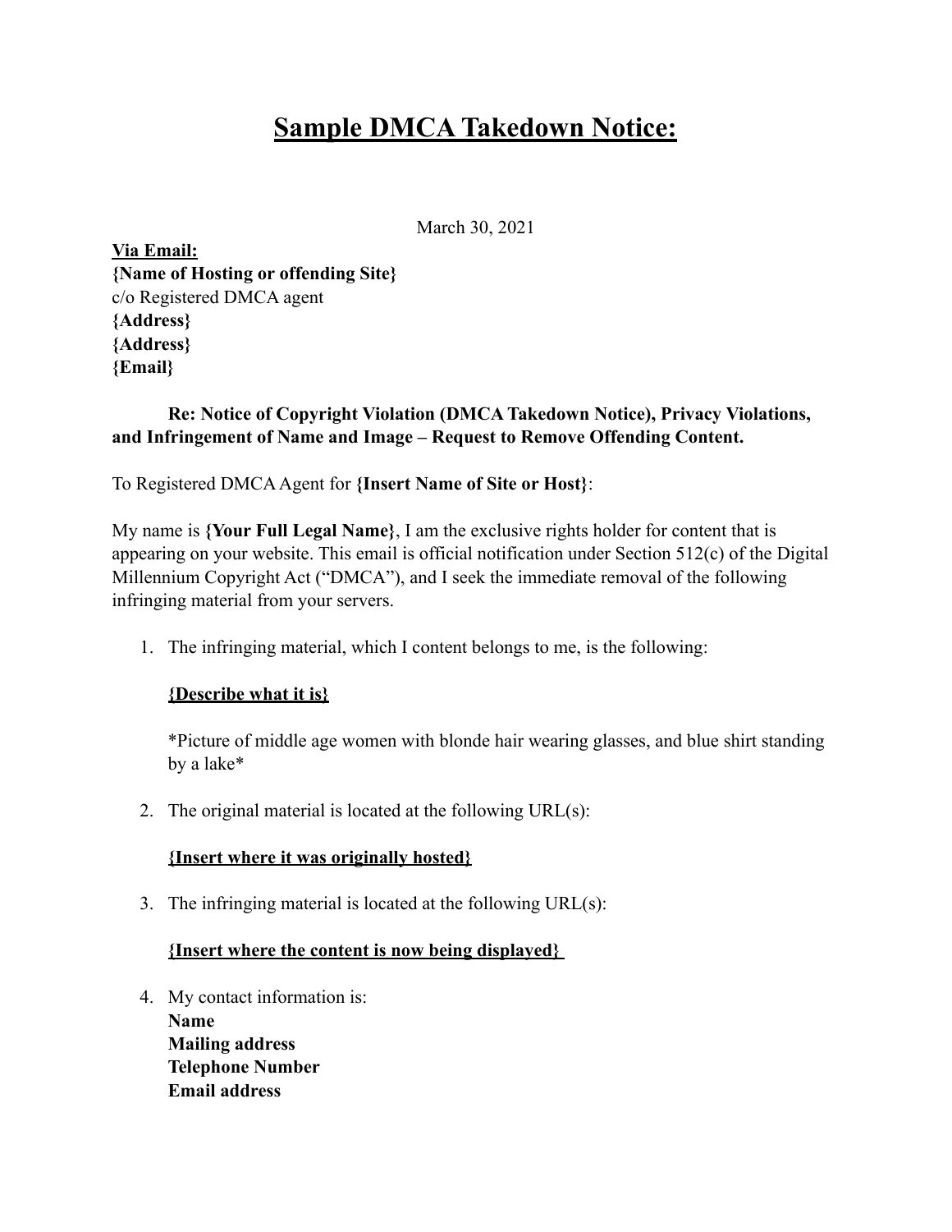# **<u>Sample DMCA Takedown Notice:</u>**

March 30, 2021

**<u>Via Email:</u>**
**{Name of Hosting or offending Site}**
c/o Registered DMCA agent
**{Address}**
**{Address}**
**{Email}**

**Re: Notice of Copyright Violation (DMCA Takedown Notice), Privacy Violations, and Infringement of Name and Image – Request to Remove Offending Content.**

To Registered DMCA Agent for **{Insert Name of Site or Host}**:

My name is **{Your Full Legal Name}**, I am the exclusive rights holder for content that is appearing on your website. This email is official notification under Section 512(c) of the Digital Millennium Copyright Act ("DMCA"), and I seek the immediate removal of the following infringing material from your servers.

1. The infringing material, which I content belongs to me, is the following:

   **<u>{Describe what it is}</u>**

   *Picture of middle age women with blonde hair wearing glasses, and blue shirt standing by a lake*

2. The original material is located at the following URL(s):

   **<u>{Insert where it was originally hosted}</u>**

3. The infringing material is located at the following URL(s):

   **<u>{Insert where the content is now being displayed}</u>**

4. My contact information is:
   **Name**
   **Mailing address**
   **Telephone Number**
   **Email address**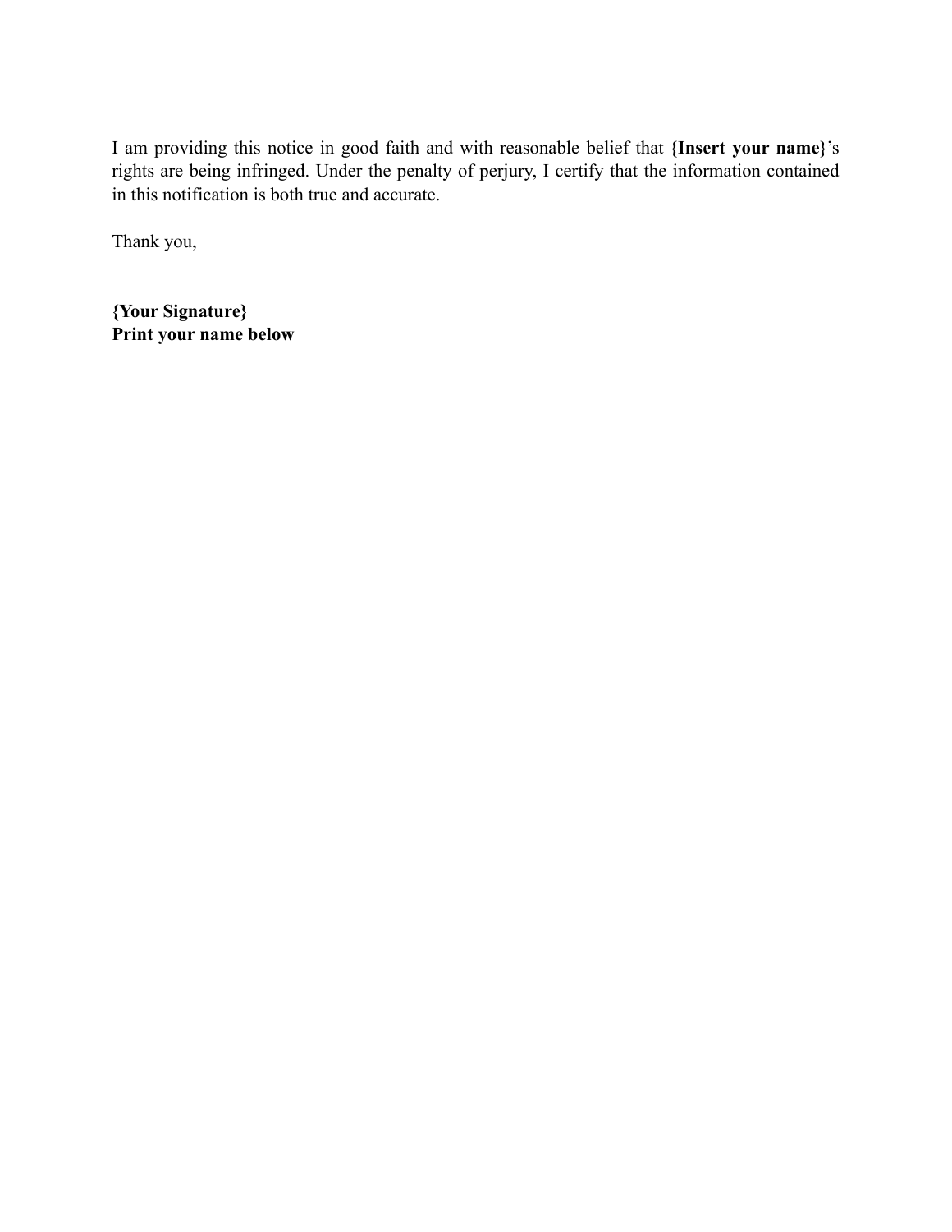I am providing this notice in good faith and with reasonable belief that **{Insert your name}**'s rights are being infringed. Under the penalty of perjury, I certify that the information contained in this notification is both true and accurate.

Thank you,

**{Your Signature}**
**Print your name below**